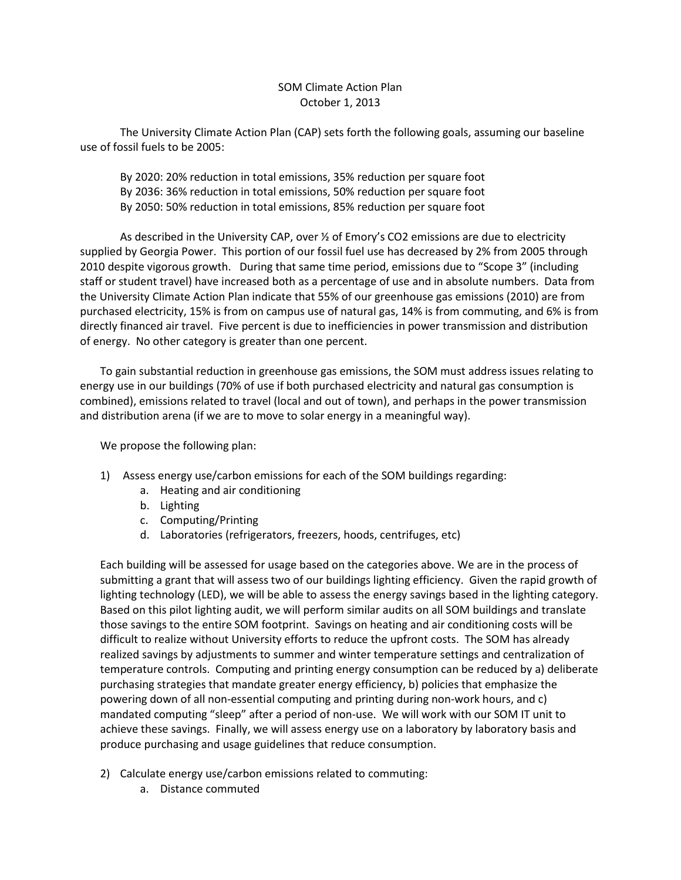# SOM Climate Action Plan

October 1, 2013

The University Climate Action Plan (CAP) sets forth the following goals, assuming our baseline use of fossil fuels to be 2005:

By 2020: 20% reduction in total emissions, 35% reduction per square foot
By 2036: 36% reduction in total emissions, 50% reduction per square foot
By 2050: 50% reduction in total emissions, 85% reduction per square foot

As described in the University CAP, over ½ of Emory's $CO_2$ emissions are due to electricity supplied by Georgia Power. This portion of our fossil fuel use has decreased by 2% from 2005 through 2010 despite vigorous growth. During that same time period, emissions due to "Scope 3" (including staff or student travel) have increased both as a percentage of use and in absolute numbers. Data from the University Climate Action Plan indicate that 55% of our greenhouse gas emissions (2010) are from purchased electricity, 15% is from on campus use of natural gas, 14% is from commuting, and 6% is from directly financed air travel. Five percent is due to inefficiencies in power transmission and distribution of energy. No other category is greater than one percent.

To gain substantial reduction in greenhouse gas emissions, the SOM must address issues relating to energy use in our buildings (70% of use if both purchased electricity and natural gas consumption is combined), emissions related to travel (local and out of town), and perhaps in the power transmission and distribution arena (if we are to move to solar energy in a meaningful way).

We propose the following plan:

1) Assess energy use/carbon emissions for each of the SOM buildings regarding:
    a. Heating and air conditioning
    b. Lighting
    c. Computing/Printing
    d. Laboratories (refrigerators, freezers, hoods, centrifuges, etc)

Each building will be assessed for usage based on the categories above. We are in the process of submitting a grant that will assess two of our buildings lighting efficiency. Given the rapid growth of lighting technology (LED), we will be able to assess the energy savings based in the lighting category. Based on this pilot lighting audit, we will perform similar audits on all SOM buildings and translate those savings to the entire SOM footprint. Savings on heating and air conditioning costs will be difficult to realize without University efforts to reduce the upfront costs. The SOM has already realized savings by adjustments to summer and winter temperature settings and centralization of temperature controls. Computing and printing energy consumption can be reduced by a) deliberate purchasing strategies that mandate greater energy efficiency, b) policies that emphasize the powering down of all non-essential computing and printing during non-work hours, and c) mandated computing "sleep" after a period of non-use. We will work with our SOM IT unit to achieve these savings. Finally, we will assess energy use on a laboratory by laboratory basis and produce purchasing and usage guidelines that reduce consumption.

2) Calculate energy use/carbon emissions related to commuting:
    a. Distance commuted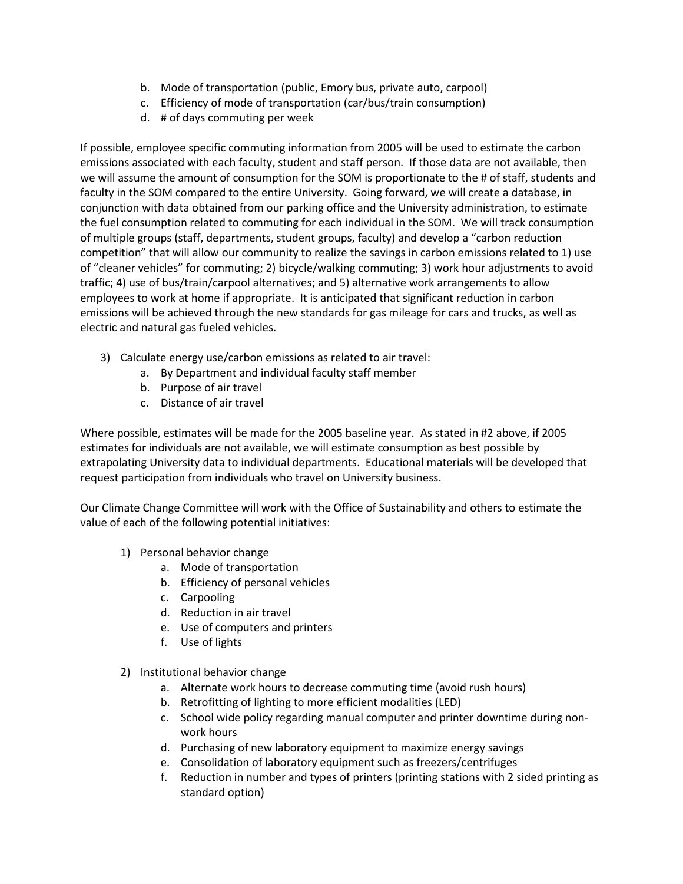b. Mode of transportation (public, Emory bus, private auto, carpool)
   c. Efficiency of mode of transportation (car/bus/train consumption)
   d. # of days commuting per week

If possible, employee specific commuting information from 2005 will be used to estimate the carbon emissions associated with each faculty, student and staff person. If those data are not available, then we will assume the amount of consumption for the SOM is proportionate to the # of staff, students and faculty in the SOM compared to the entire University. Going forward, we will create a database, in conjunction with data obtained from our parking office and the University administration, to estimate the fuel consumption related to commuting for each individual in the SOM. We will track consumption of multiple groups (staff, departments, student groups, faculty) and develop a "carbon reduction competition" that will allow our community to realize the savings in carbon emissions related to 1) use of "cleaner vehicles" for commuting; 2) bicycle/walking commuting; 3) work hour adjustments to avoid traffic; 4) use of bus/train/carpool alternatives; and 5) alternative work arrangements to allow employees to work at home if appropriate. It is anticipated that significant reduction in carbon emissions will be achieved through the new standards for gas mileage for cars and trucks, as well as electric and natural gas fueled vehicles.

3) Calculate energy use/carbon emissions as related to air travel:
   a. By Department and individual faculty staff member
   b. Purpose of air travel
   c. Distance of air travel

Where possible, estimates will be made for the 2005 baseline year. As stated in #2 above, if 2005 estimates for individuals are not available, we will estimate consumption as best possible by extrapolating University data to individual departments. Educational materials will be developed that request participation from individuals who travel on University business.

Our Climate Change Committee will work with the Office of Sustainability and others to estimate the value of each of the following potential initiatives:

1) Personal behavior change
   a. Mode of transportation
   b. Efficiency of personal vehicles
   c. Carpooling
   d. Reduction in air travel
   e. Use of computers and printers
   f. Use of lights

2) Institutional behavior change
   a. Alternate work hours to decrease commuting time (avoid rush hours)
   b. Retrofitting of lighting to more efficient modalities (LED)
   c. School wide policy regarding manual computer and printer downtime during non-work hours
   d. Purchasing of new laboratory equipment to maximize energy savings
   e. Consolidation of laboratory equipment such as freezers/centrifuges
   f. Reduction in number and types of printers (printing stations with 2 sided printing as standard option)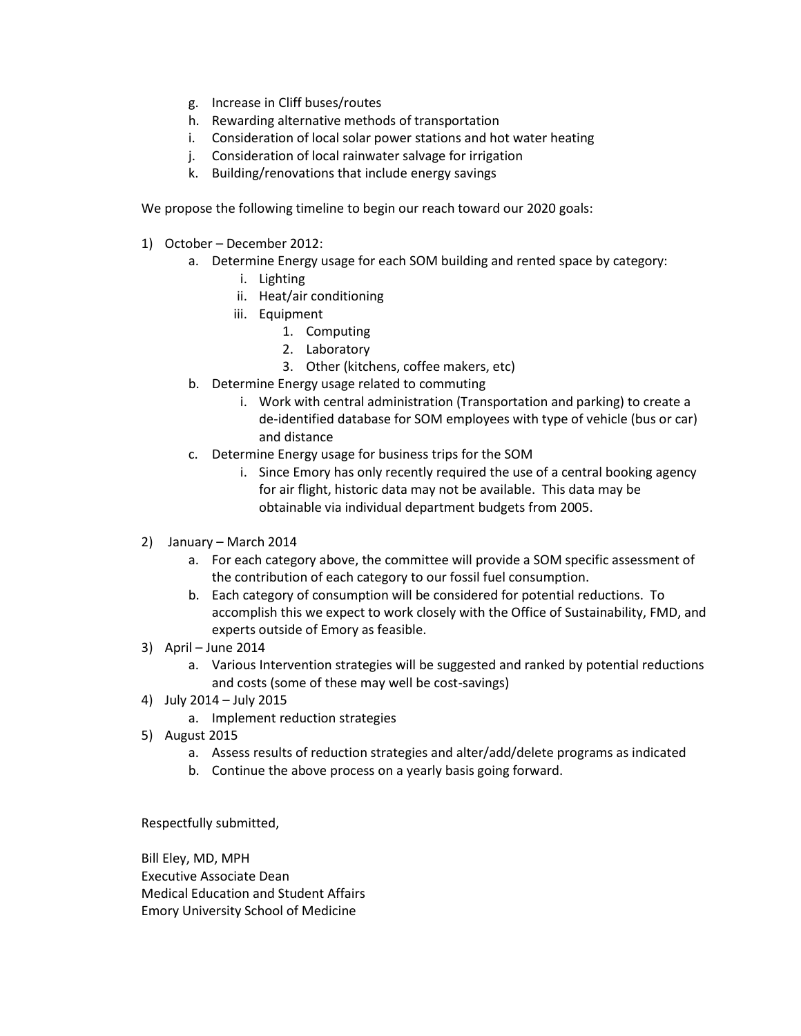g. Increase in Cliff buses/routes
h. Rewarding alternative methods of transportation
i. Consideration of local solar power stations and hot water heating
j. Consideration of local rainwater salvage for irrigation
k. Building/renovations that include energy savings

We propose the following timeline to begin our reach toward our 2020 goals:

1) October – December 2012:
   a. Determine Energy usage for each SOM building and rented space by category:
      i. Lighting
      ii. Heat/air conditioning
      iii. Equipment
         1. Computing
         2. Laboratory
         3. Other (kitchens, coffee makers, etc)
   b. Determine Energy usage related to commuting
      i. Work with central administration (Transportation and parking) to create a de-identified database for SOM employees with type of vehicle (bus or car) and distance
   c. Determine Energy usage for business trips for the SOM
      i. Since Emory has only recently required the use of a central booking agency for air flight, historic data may not be available. This data may be obtainable via individual department budgets from 2005.
2) January – March 2014
   a. For each category above, the committee will provide a SOM specific assessment of the contribution of each category to our fossil fuel consumption.
   b. Each category of consumption will be considered for potential reductions. To accomplish this we expect to work closely with the Office of Sustainability, FMD, and experts outside of Emory as feasible.
3) April – June 2014
   a. Various Intervention strategies will be suggested and ranked by potential reductions and costs (some of these may well be cost-savings)
4) July 2014 – July 2015
   a. Implement reduction strategies
5) August 2015
   a. Assess results of reduction strategies and alter/add/delete programs as indicated
   b. Continue the above process on a yearly basis going forward.

Respectfully submitted,

Bill Eley, MD, MPH
Executive Associate Dean
Medical Education and Student Affairs
Emory University School of Medicine